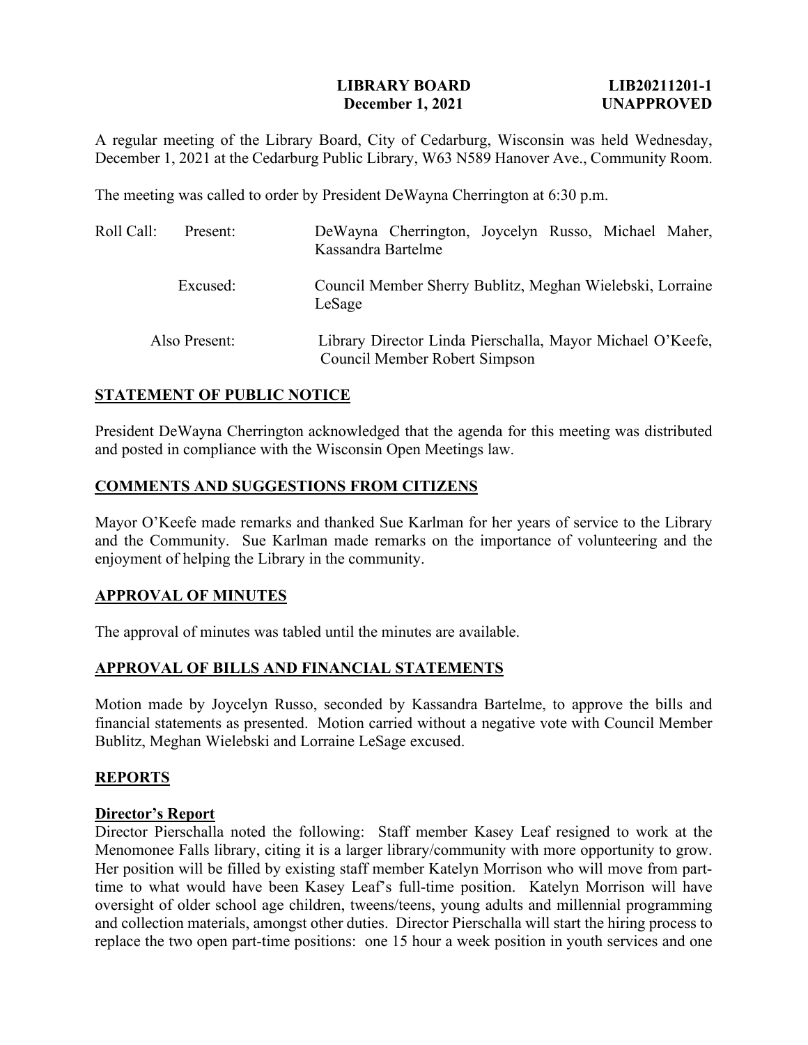**LIBRARY BOARD** **LIB20211201-1**
**December 1, 2021** **UNAPPROVED**

A regular meeting of the Library Board, City of Cedarburg, Wisconsin was held Wednesday, December 1, 2021 at the Cedarburg Public Library, W63 N589 Hanover Ave., Community Room.

The meeting was called to order by President DeWayna Cherrington at 6:30 p.m.

| Roll Call: | |
|---|---|
| Present: | DeWayna Cherrington, Joycelyn Russo, Michael Maher, Kassandra Bartelme |
| Excused: | Council Member Sherry Bublitz, Meghan Wielebski, Lorraine LeSage |
| Also Present: | Library Director Linda Pierschalla, Mayor Michael O'Keefe, Council Member Robert Simpson |

## STATEMENT OF PUBLIC NOTICE

President DeWayna Cherrington acknowledged that the agenda for this meeting was distributed and posted in compliance with the Wisconsin Open Meetings law.

## COMMENTS AND SUGGESTIONS FROM CITIZENS

Mayor O'Keefe made remarks and thanked Sue Karlman for her years of service to the Library and the Community. Sue Karlman made remarks on the importance of volunteering and the enjoyment of helping the Library in the community.

## APPROVAL OF MINUTES

The approval of minutes was tabled until the minutes are available.

## APPROVAL OF BILLS AND FINANCIAL STATEMENTS

Motion made by Joycelyn Russo, seconded by Kassandra Bartelme, to approve the bills and financial statements as presented. Motion carried without a negative vote with Council Member Bublitz, Meghan Wielebski and Lorraine LeSage excused.

## REPORTS

### Director's Report

Director Pierschalla noted the following: Staff member Kasey Leaf resigned to work at the Menomonee Falls library, citing it is a larger library/community with more opportunity to grow. Her position will be filled by existing staff member Katelyn Morrison who will move from part-time to what would have been Kasey Leaf's full-time position. Katelyn Morrison will have oversight of older school age children, tweens/teens, young adults and millennial programming and collection materials, amongst other duties. Director Pierschalla will start the hiring process to replace the two open part-time positions: one 15 hour a week position in youth services and one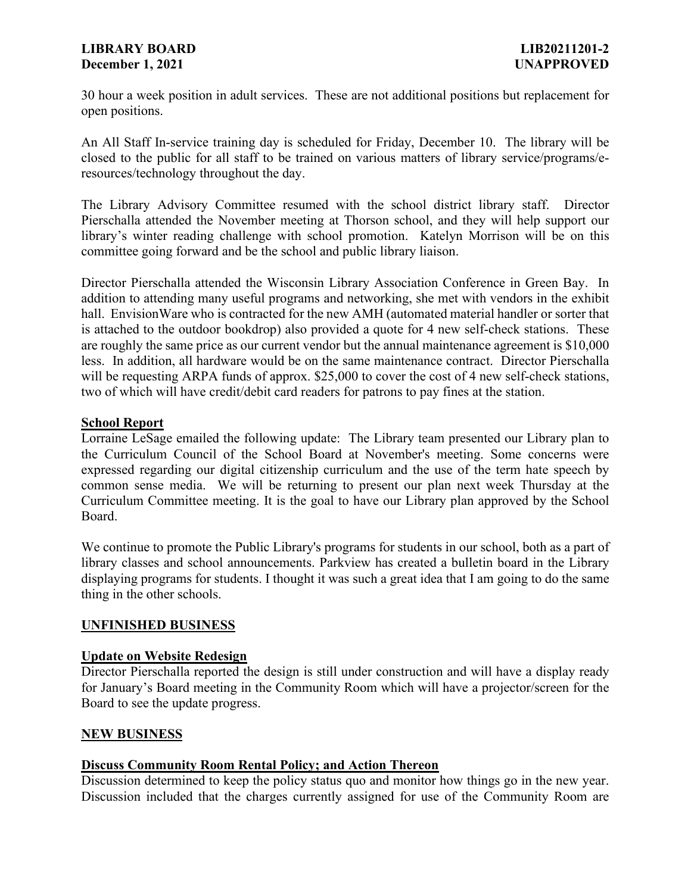30 hour a week position in adult services. These are not additional positions but replacement for open positions.

An All Staff In-service training day is scheduled for Friday, December 10. The library will be closed to the public for all staff to be trained on various matters of library service/programs/e-resources/technology throughout the day.

The Library Advisory Committee resumed with the school district library staff. Director Pierschalla attended the November meeting at Thorson school, and they will help support our library's winter reading challenge with school promotion. Katelyn Morrison will be on this committee going forward and be the school and public library liaison.

Director Pierschalla attended the Wisconsin Library Association Conference in Green Bay. In addition to attending many useful programs and networking, she met with vendors in the exhibit hall. EnvisionWare who is contracted for the new AMH (automated material handler or sorter that is attached to the outdoor bookdrop) also provided a quote for 4 new self-check stations. These are roughly the same price as our current vendor but the annual maintenance agreement is $10,000 less. In addition, all hardware would be on the same maintenance contract. Director Pierschalla will be requesting ARPA funds of approx. $25,000 to cover the cost of 4 new self-check stations, two of which will have credit/debit card readers for patrons to pay fines at the station.

**School Report**

Lorraine LeSage emailed the following update: The Library team presented our Library plan to the Curriculum Council of the School Board at November's meeting. Some concerns were expressed regarding our digital citizenship curriculum and the use of the term hate speech by common sense media. We will be returning to present our plan next week Thursday at the Curriculum Committee meeting. It is the goal to have our Library plan approved by the School Board.

We continue to promote the Public Library's programs for students in our school, both as a part of library classes and school announcements. Parkview has created a bulletin board in the Library displaying programs for students. I thought it was such a great idea that I am going to do the same thing in the other schools.

## UNFINISHED BUSINESS

**Update on Website Redesign**

Director Pierschalla reported the design is still under construction and will have a display ready for January's Board meeting in the Community Room which will have a projector/screen for the Board to see the update progress.

## NEW BUSINESS

**Discuss Community Room Rental Policy; and Action Thereon**

Discussion determined to keep the policy status quo and monitor how things go in the new year. Discussion included that the charges currently assigned for use of the Community Room are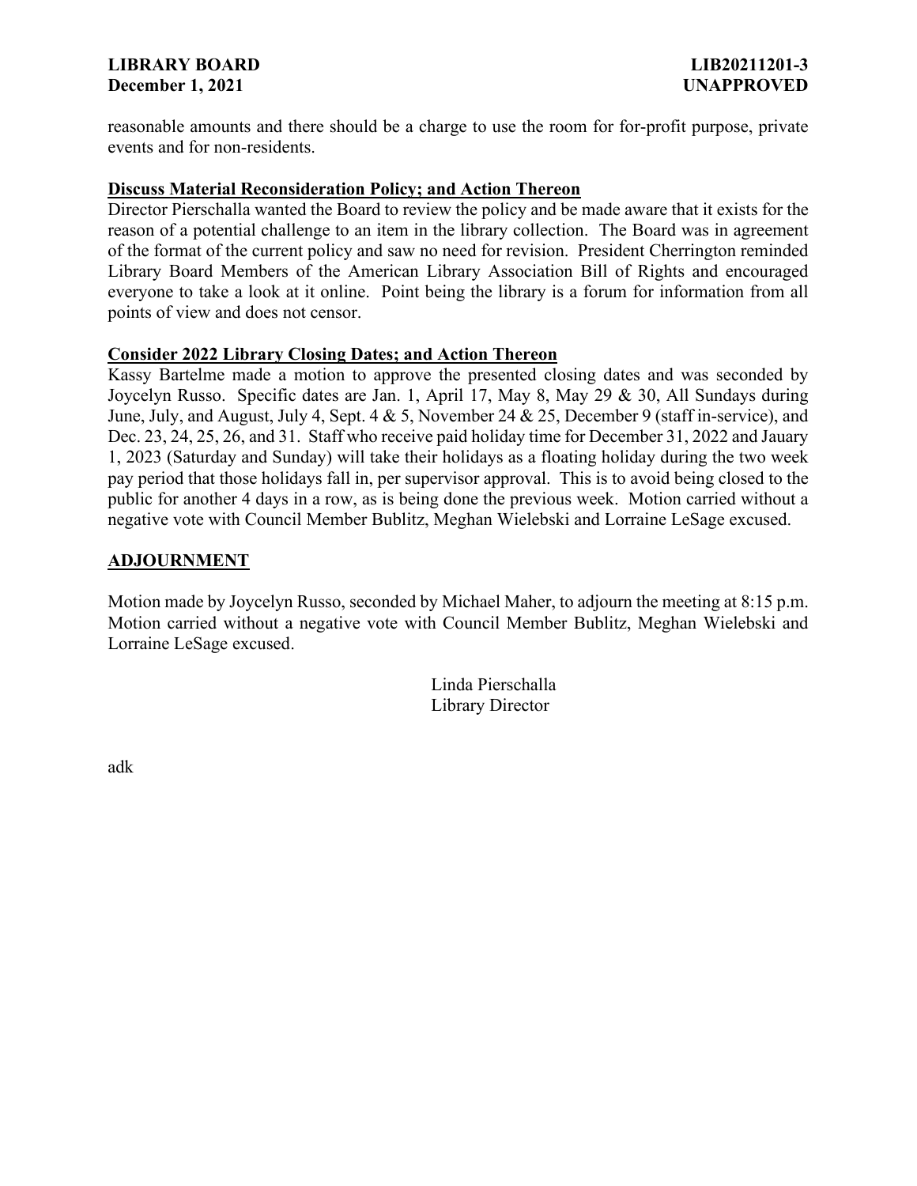reasonable amounts and there should be a charge to use the room for for-profit purpose, private events and for non-residents.

**Discuss Material Reconsideration Policy; and Action Thereon**

Director Pierschalla wanted the Board to review the policy and be made aware that it exists for the reason of a potential challenge to an item in the library collection. The Board was in agreement of the format of the current policy and saw no need for revision. President Cherrington reminded Library Board Members of the American Library Association Bill of Rights and encouraged everyone to take a look at it online. Point being the library is a forum for information from all points of view and does not censor.

**Consider 2022 Library Closing Dates; and Action Thereon**

Kassy Bartelme made a motion to approve the presented closing dates and was seconded by Joycelyn Russo. Specific dates are Jan. 1, April 17, May 8, May 29 & 30, All Sundays during June, July, and August, July 4, Sept. 4 & 5, November 24 & 25, December 9 (staff in-service), and Dec. 23, 24, 25, 26, and 31. Staff who receive paid holiday time for December 31, 2022 and Jauary 1, 2023 (Saturday and Sunday) will take their holidays as a floating holiday during the two week pay period that those holidays fall in, per supervisor approval. This is to avoid being closed to the public for another 4 days in a row, as is being done the previous week. Motion carried without a negative vote with Council Member Bublitz, Meghan Wielebski and Lorraine LeSage excused.

## ADJOURNMENT

Motion made by Joycelyn Russo, seconded by Michael Maher, to adjourn the meeting at 8:15 p.m. Motion carried without a negative vote with Council Member Bublitz, Meghan Wielebski and Lorraine LeSage excused.

Linda Pierschalla
Library Director

adk